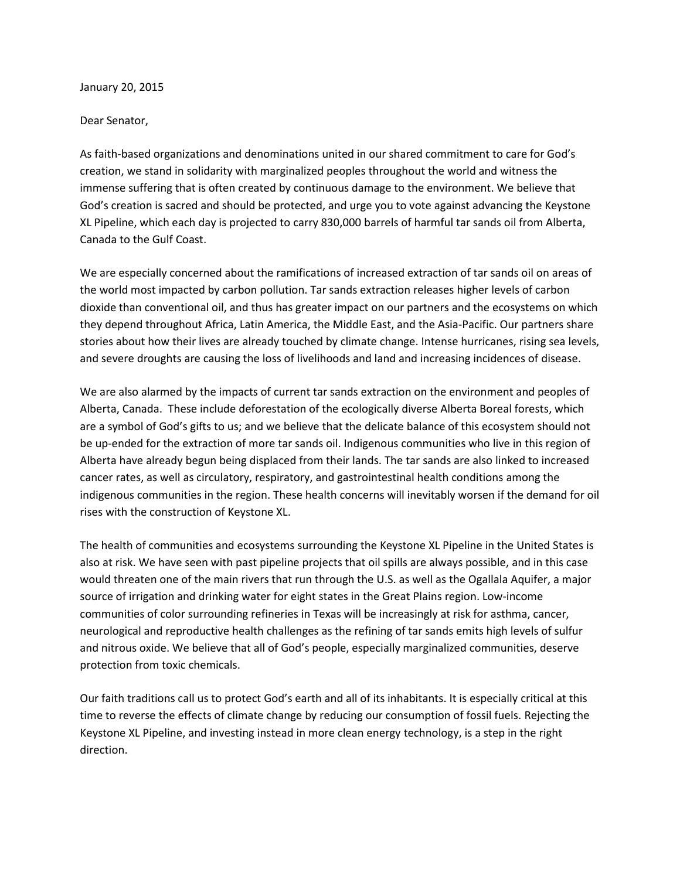January 20, 2015

Dear Senator,

As faith-based organizations and denominations united in our shared commitment to care for God's creation, we stand in solidarity with marginalized peoples throughout the world and witness the immense suffering that is often created by continuous damage to the environment. We believe that God's creation is sacred and should be protected, and urge you to vote against advancing the Keystone XL Pipeline, which each day is projected to carry 830,000 barrels of harmful tar sands oil from Alberta, Canada to the Gulf Coast.

We are especially concerned about the ramifications of increased extraction of tar sands oil on areas of the world most impacted by carbon pollution. Tar sands extraction releases higher levels of carbon dioxide than conventional oil, and thus has greater impact on our partners and the ecosystems on which they depend throughout Africa, Latin America, the Middle East, and the Asia-Pacific. Our partners share stories about how their lives are already touched by climate change. Intense hurricanes, rising sea levels, and severe droughts are causing the loss of livelihoods and land and increasing incidences of disease.

We are also alarmed by the impacts of current tar sands extraction on the environment and peoples of Alberta, Canada. These include deforestation of the ecologically diverse Alberta Boreal forests, which are a symbol of God's gifts to us; and we believe that the delicate balance of this ecosystem should not be up-ended for the extraction of more tar sands oil. Indigenous communities who live in this region of Alberta have already begun being displaced from their lands. The tar sands are also linked to increased cancer rates, as well as circulatory, respiratory, and gastrointestinal health conditions among the indigenous communities in the region. These health concerns will inevitably worsen if the demand for oil rises with the construction of Keystone XL.

The health of communities and ecosystems surrounding the Keystone XL Pipeline in the United States is also at risk. We have seen with past pipeline projects that oil spills are always possible, and in this case would threaten one of the main rivers that run through the U.S. as well as the Ogallala Aquifer, a major source of irrigation and drinking water for eight states in the Great Plains region. Low-income communities of color surrounding refineries in Texas will be increasingly at risk for asthma, cancer, neurological and reproductive health challenges as the refining of tar sands emits high levels of sulfur and nitrous oxide. We believe that all of God's people, especially marginalized communities, deserve protection from toxic chemicals.

Our faith traditions call us to protect God's earth and all of its inhabitants. It is especially critical at this time to reverse the effects of climate change by reducing our consumption of fossil fuels. Rejecting the Keystone XL Pipeline, and investing instead in more clean energy technology, is a step in the right direction.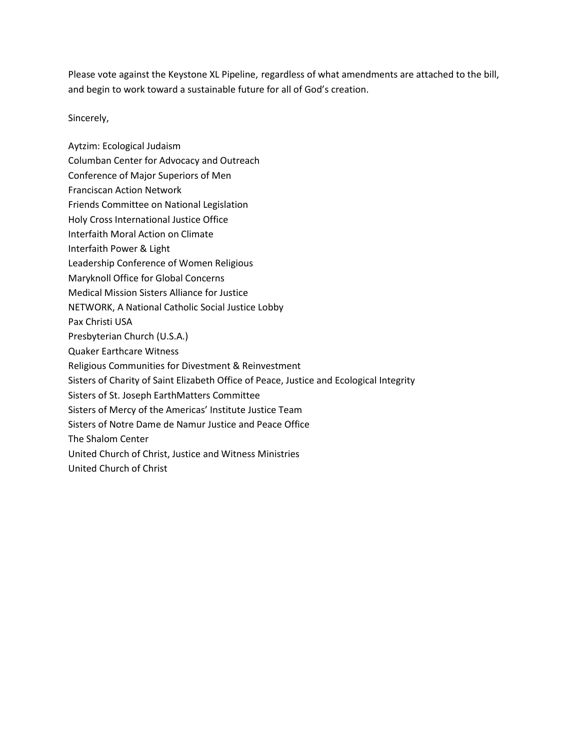Please vote against the Keystone XL Pipeline, regardless of what amendments are attached to the bill, and begin to work toward a sustainable future for all of God's creation.

Sincerely,

Aytzim: Ecological Judaism  
Columban Center for Advocacy and Outreach  
Conference of Major Superiors of Men  
Franciscan Action Network  
Friends Committee on National Legislation  
Holy Cross International Justice Office  
Interfaith Moral Action on Climate  
Interfaith Power & Light  
Leadership Conference of Women Religious  
Maryknoll Office for Global Concerns  
Medical Mission Sisters Alliance for Justice  
NETWORK, A National Catholic Social Justice Lobby  
Pax Christi USA  
Presbyterian Church (U.S.A.)  
Quaker Earthcare Witness  
Religious Communities for Divestment & Reinvestment  
Sisters of Charity of Saint Elizabeth Office of Peace, Justice and Ecological Integrity  
Sisters of St. Joseph EarthMatters Committee  
Sisters of Mercy of the Americas' Institute Justice Team  
Sisters of Notre Dame de Namur Justice and Peace Office  
The Shalom Center  
United Church of Christ, Justice and Witness Ministries  
United Church of Christ